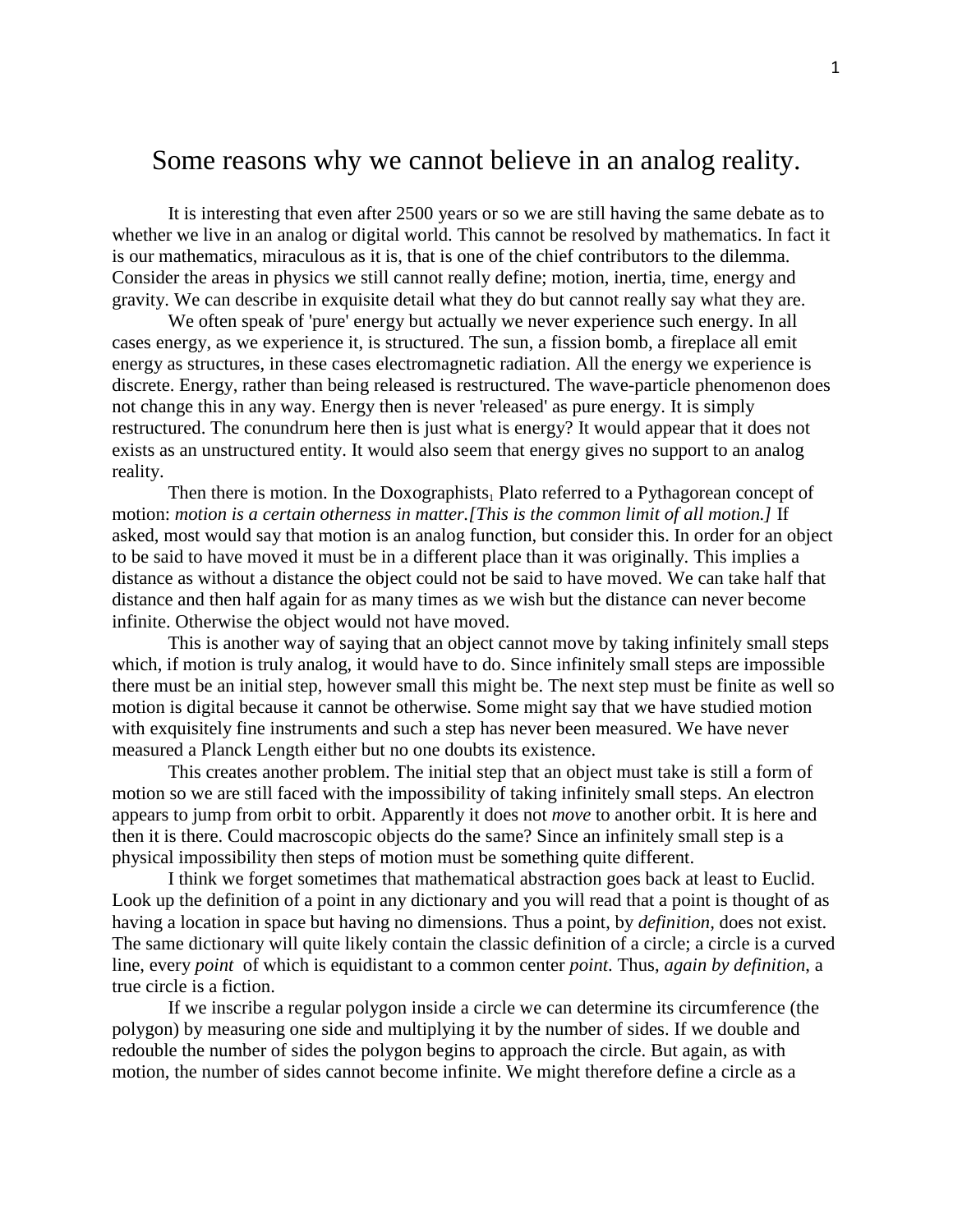# Some reasons why we cannot believe in an analog reality.

It is interesting that even after 2500 years or so we are still having the same debate as to whether we live in an analog or digital world. This cannot be resolved by mathematics. In fact it is our mathematics, miraculous as it is, that is one of the chief contributors to the dilemma. Consider the areas in physics we still cannot really define; motion, inertia, time, energy and gravity. We can describe in exquisite detail what they do but cannot really say what they are.

We often speak of 'pure' energy but actually we never experience such energy. In all cases energy, as we experience it, is structured. The sun, a fission bomb, a fireplace all emit energy as structures, in these cases electromagnetic radiation. All the energy we experience is discrete. Energy, rather than being released is restructured. The wave-particle phenomenon does not change this in any way. Energy then is never 'released' as pure energy. It is simply restructured. The conundrum here then is just what is energy? It would appear that it does not exists as an unstructured entity. It would also seem that energy gives no support to an analog reality.

Then there is motion. In the Doxographists[1] Plato referred to a Pythagorean concept of motion: *motion is a certain otherness in matter.[This is the common limit of all motion.]* If asked, most would say that motion is an analog function, but consider this. In order for an object to be said to have moved it must be in a different place than it was originally. This implies a distance as without a distance the object could not be said to have moved. We can take half that distance and then half again for as many times as we wish but the distance can never become infinite. Otherwise the object would not have moved.

This is another way of saying that an object cannot move by taking infinitely small steps which, if motion is truly analog, it would have to do. Since infinitely small steps are impossible there must be an initial step, however small this might be. The next step must be finite as well so motion is digital because it cannot be otherwise. Some might say that we have studied motion with exquisitely fine instruments and such a step has never been measured. We have never measured a Planck Length either but no one doubts its existence.

This creates another problem. The initial step that an object must take is still a form of motion so we are still faced with the impossibility of taking infinitely small steps. An electron appears to jump from orbit to orbit. Apparently it does not *move* to another orbit. It is here and then it is there. Could macroscopic objects do the same? Since an infinitely small step is a physical impossibility then steps of motion must be something quite different.

I think we forget sometimes that mathematical abstraction goes back at least to Euclid. Look up the definition of a point in any dictionary and you will read that a point is thought of as having a location in space but having no dimensions. Thus a point, by *definition*, does not exist. The same dictionary will quite likely contain the classic definition of a circle; a circle is a curved line, every *point* of which is equidistant to a common center *point*. Thus, *again by definition*, a true circle is a fiction.

If we inscribe a regular polygon inside a circle we can determine its circumference (the polygon) by measuring one side and multiplying it by the number of sides. If we double and redouble the number of sides the polygon begins to approach the circle. But again, as with motion, the number of sides cannot become infinite. We might therefore define a circle as a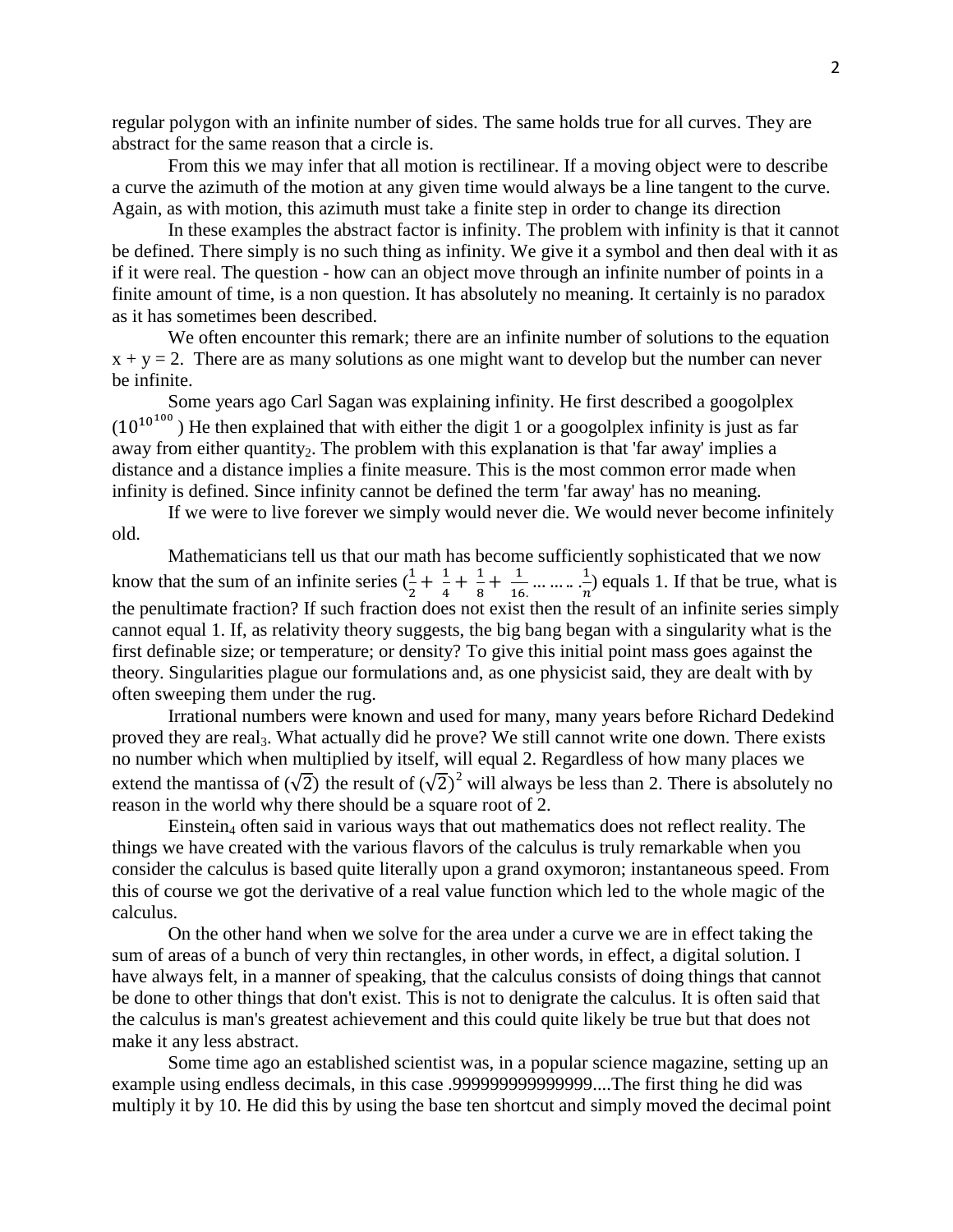regular polygon with an infinite number of sides. The same holds true for all curves. They are abstract for the same reason that a circle is.

From this we may infer that all motion is rectilinear. If a moving object were to describe a curve the azimuth of the motion at any given time would always be a line tangent to the curve. Again, as with motion, this azimuth must take a finite step in order to change its direction

In these examples the abstract factor is infinity. The problem with infinity is that it cannot be defined. There simply is no such thing as infinity. We give it a symbol and then deal with it as if it were real. The question - how can an object move through an infinite number of points in a finite amount of time, is a non question. It has absolutely no meaning. It certainly is no paradox as it has sometimes been described.

We often encounter this remark; there are an infinite number of solutions to the equation $x + y = 2$. There are as many solutions as one might want to develop but the number can never be infinite.

Some years ago Carl Sagan was explaining infinity. He first described a googolplex ($10^{10^{100}}$) He then explained that with either the digit 1 or a googolplex infinity is just as far away from either quantity[2]. The problem with this explanation is that 'far away' implies a distance and a distance implies a finite measure. This is the most common error made when infinity is defined. Since infinity cannot be defined the term 'far away' has no meaning.

If we were to live forever we simply would never die. We would never become infinitely old.

Mathematicians tell us that our math has become sufficiently sophisticated that we now know that the sum of an infinite series ($\frac{1}{2} + \frac{1}{4} + \frac{1}{8} + \frac{1}{16.} \ldots \ldots . \frac{1}{n}$) equals 1. If that be true, what is the penultimate fraction? If such fraction does not exist then the result of an infinite series simply cannot equal 1. If, as relativity theory suggests, the big bang began with a singularity what is the first definable size; or temperature; or density? To give this initial point mass goes against the theory. Singularities plague our formulations and, as one physicist said, they are dealt with by often sweeping them under the rug.

Irrational numbers were known and used for many, many years before Richard Dedekind proved they are real[3]. What actually did he prove? We still cannot write one down. There exists no number which when multiplied by itself, will equal 2. Regardless of how many places we extend the mantissa of ($\sqrt{2}$) the result of $(\sqrt{2})^2$ will always be less than 2. There is absolutely no reason in the world why there should be a square root of 2.

Einstein[4] often said in various ways that out mathematics does not reflect reality. The things we have created with the various flavors of the calculus is truly remarkable when you consider the calculus is based quite literally upon a grand oxymoron; instantaneous speed. From this of course we got the derivative of a real value function which led to the whole magic of the calculus.

On the other hand when we solve for the area under a curve we are in effect taking the sum of areas of a bunch of very thin rectangles, in other words, in effect, a digital solution. I have always felt, in a manner of speaking, that the calculus consists of doing things that cannot be done to other things that don't exist. This is not to denigrate the calculus. It is often said that the calculus is man's greatest achievement and this could quite likely be true but that does not make it any less abstract.

Some time ago an established scientist was, in a popular science magazine, setting up an example using endless decimals, in this case .999999999999999....The first thing he did was multiply it by 10. He did this by using the base ten shortcut and simply moved the decimal point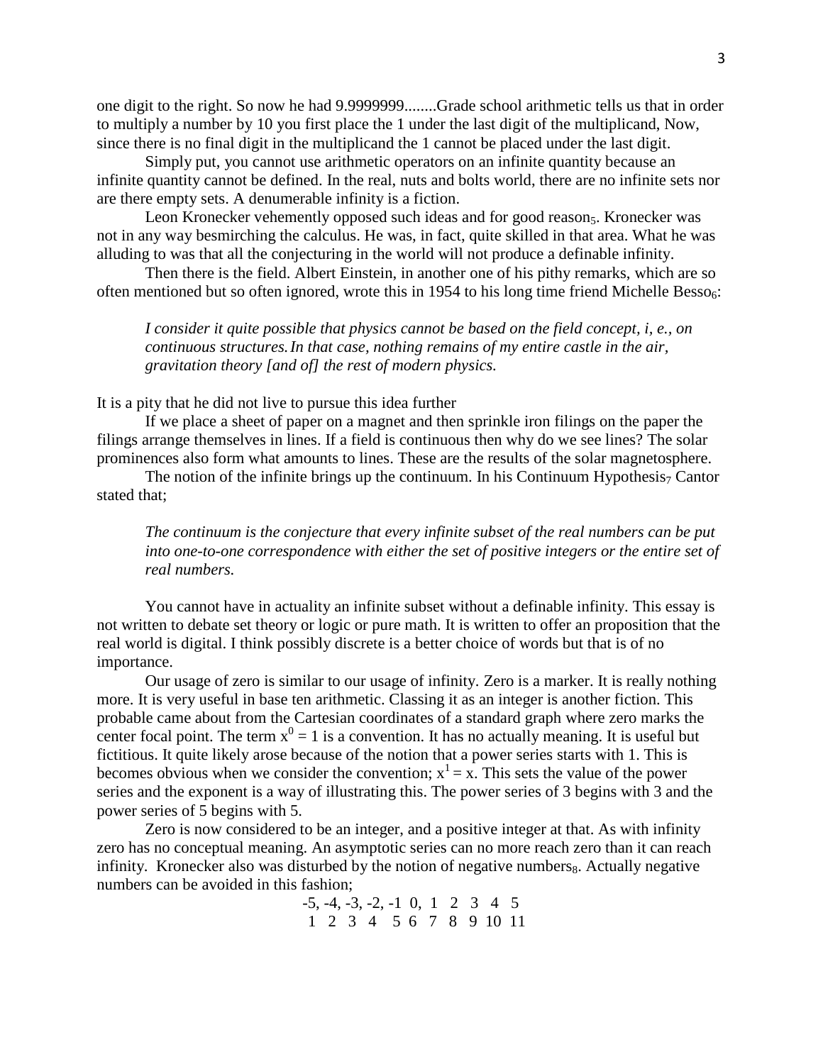one digit to the right. So now he had 9.9999999........Grade school arithmetic tells us that in order to multiply a number by 10 you first place the 1 under the last digit of the multiplicand, Now, since there is no final digit in the multiplicand the 1 cannot be placed under the last digit.

Simply put, you cannot use arithmetic operators on an infinite quantity because an infinite quantity cannot be defined. In the real, nuts and bolts world, there are no infinite sets nor are there empty sets. A denumerable infinity is a fiction.

Leon Kronecker vehemently opposed such ideas and for good reason[5]. Kronecker was not in any way besmirching the calculus. He was, in fact, quite skilled in that area. What he was alluding to was that all the conjecturing in the world will not produce a definable infinity.

Then there is the field. Albert Einstein, in another one of his pithy remarks, which are so often mentioned but so often ignored, wrote this in 1954 to his long time friend Michelle Besso[6]:

> *I consider it quite possible that physics cannot be based on the field concept, i, e., on continuous structures.In that case, nothing remains of my entire castle in the air, gravitation theory [and of] the rest of modern physics.*

It is a pity that he did not live to pursue this idea further

If we place a sheet of paper on a magnet and then sprinkle iron filings on the paper the filings arrange themselves in lines. If a field is continuous then why do we see lines? The solar prominences also form what amounts to lines. These are the results of the solar magnetosphere.

The notion of the infinite brings up the continuum. In his Continuum Hypothesis[7] Cantor stated that;

> *The continuum is the conjecture that every infinite subset of the real numbers can be put into one-to-one correspondence with either the set of positive integers or the entire set of real numbers.*

You cannot have in actuality an infinite subset without a definable infinity. This essay is not written to debate set theory or logic or pure math. It is written to offer an proposition that the real world is digital. I think possibly discrete is a better choice of words but that is of no importance.

Our usage of zero is similar to our usage of infinity. Zero is a marker. It is really nothing more. It is very useful in base ten arithmetic. Classing it as an integer is another fiction. This probable came about from the Cartesian coordinates of a standard graph where zero marks the center focal point. The term $x^0 = 1$ is a convention. It has no actually meaning. It is useful but fictitious. It quite likely arose because of the notion that a power series starts with 1. This is becomes obvious when we consider the convention; $x^1 = x$. This sets the value of the power series and the exponent is a way of illustrating this. The power series of 3 begins with 3 and the power series of 5 begins with 5.

Zero is now considered to be an integer, and a positive integer at that. As with infinity zero has no conceptual meaning. An asymptotic series can no more reach zero than it can reach infinity. Kronecker also was disturbed by the notion of negative numbers[8]. Actually negative numbers can be avoided in this fashion;

-5, -4, -3, -2, -1 0, 1 2 3 4 5
1 2 3 4 5 6 7 8 9 10 11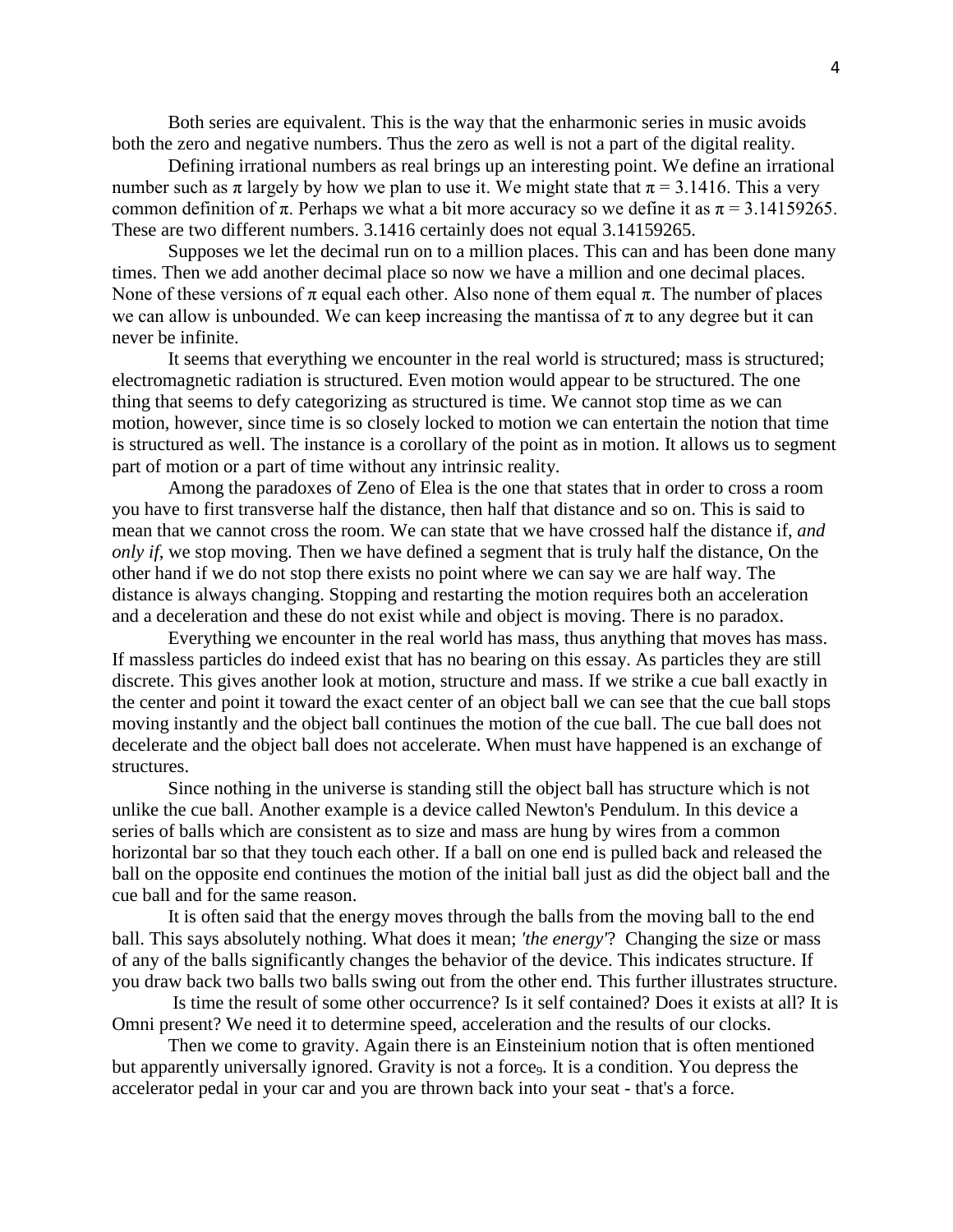Both series are equivalent. This is the way that the enharmonic series in music avoids both the zero and negative numbers. Thus the zero as well is not a part of the digital reality.

Defining irrational numbers as real brings up an interesting point. We define an irrational number such as π largely by how we plan to use it. We might state that π = 3.1416. This a very common definition of π. Perhaps we what a bit more accuracy so we define it as π = 3.14159265. These are two different numbers. 3.1416 certainly does not equal 3.14159265.

Supposes we let the decimal run on to a million places. This can and has been done many times. Then we add another decimal place so now we have a million and one decimal places. None of these versions of π equal each other. Also none of them equal π. The number of places we can allow is unbounded. We can keep increasing the mantissa of π to any degree but it can never be infinite.

It seems that everything we encounter in the real world is structured; mass is structured; electromagnetic radiation is structured. Even motion would appear to be structured. The one thing that seems to defy categorizing as structured is time. We cannot stop time as we can motion, however, since time is so closely locked to motion we can entertain the notion that time is structured as well. The instance is a corollary of the point as in motion. It allows us to segment part of motion or a part of time without any intrinsic reality.

Among the paradoxes of Zeno of Elea is the one that states that in order to cross a room you have to first transverse half the distance, then half that distance and so on. This is said to mean that we cannot cross the room. We can state that we have crossed half the distance if, *and only if*, we stop moving. Then we have defined a segment that is truly half the distance, On the other hand if we do not stop there exists no point where we can say we are half way. The distance is always changing. Stopping and restarting the motion requires both an acceleration and a deceleration and these do not exist while and object is moving. There is no paradox.

Everything we encounter in the real world has mass, thus anything that moves has mass. If massless particles do indeed exist that has no bearing on this essay. As particles they are still discrete. This gives another look at motion, structure and mass. If we strike a cue ball exactly in the center and point it toward the exact center of an object ball we can see that the cue ball stops moving instantly and the object ball continues the motion of the cue ball. The cue ball does not decelerate and the object ball does not accelerate. When must have happened is an exchange of structures.

Since nothing in the universe is standing still the object ball has structure which is not unlike the cue ball. Another example is a device called Newton's Pendulum. In this device a series of balls which are consistent as to size and mass are hung by wires from a common horizontal bar so that they touch each other. If a ball on one end is pulled back and released the ball on the opposite end continues the motion of the initial ball just as did the object ball and the cue ball and for the same reason.

It is often said that the energy moves through the balls from the moving ball to the end ball. This says absolutely nothing. What does it mean; *'the energy'*? Changing the size or mass of any of the balls significantly changes the behavior of the device. This indicates structure. If you draw back two balls two balls swing out from the other end. This further illustrates structure.

Is time the result of some other occurrence? Is it self contained? Does it exists at all? It is Omni present? We need it to determine speed, acceleration and the results of our clocks.

Then we come to gravity. Again there is an Einsteinium notion that is often mentioned but apparently universally ignored. Gravity is not a force[9]. It is a condition. You depress the accelerator pedal in your car and you are thrown back into your seat - that's a force.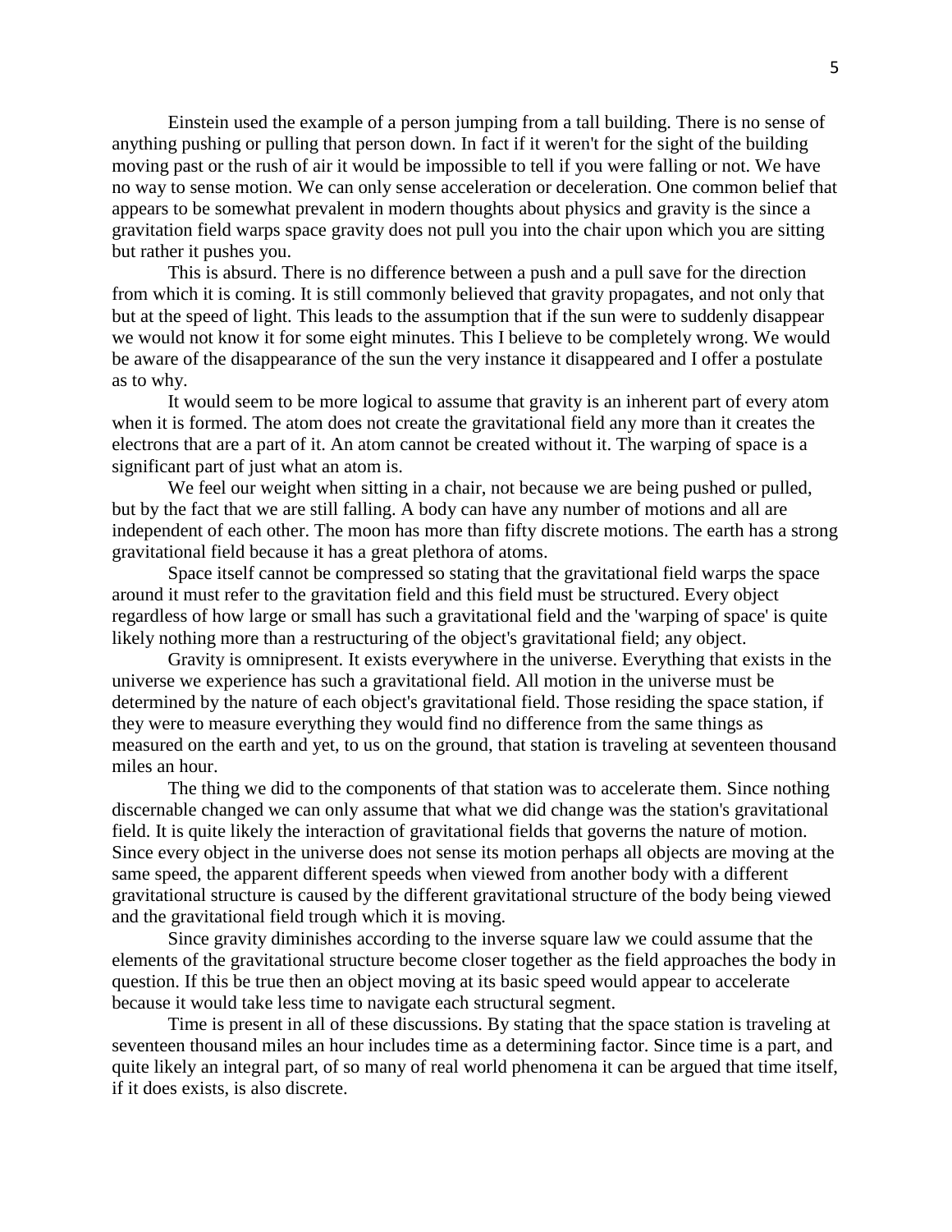Einstein used the example of a person jumping from a tall building. There is no sense of anything pushing or pulling that person down. In fact if it weren't for the sight of the building moving past or the rush of air it would be impossible to tell if you were falling or not. We have no way to sense motion. We can only sense acceleration or deceleration. One common belief that appears to be somewhat prevalent in modern thoughts about physics and gravity is the since a gravitation field warps space gravity does not pull you into the chair upon which you are sitting but rather it pushes you.

This is absurd. There is no difference between a push and a pull save for the direction from which it is coming. It is still commonly believed that gravity propagates, and not only that but at the speed of light. This leads to the assumption that if the sun were to suddenly disappear we would not know it for some eight minutes. This I believe to be completely wrong. We would be aware of the disappearance of the sun the very instance it disappeared and I offer a postulate as to why.

It would seem to be more logical to assume that gravity is an inherent part of every atom when it is formed. The atom does not create the gravitational field any more than it creates the electrons that are a part of it. An atom cannot be created without it. The warping of space is a significant part of just what an atom is.

We feel our weight when sitting in a chair, not because we are being pushed or pulled, but by the fact that we are still falling. A body can have any number of motions and all are independent of each other. The moon has more than fifty discrete motions. The earth has a strong gravitational field because it has a great plethora of atoms.

Space itself cannot be compressed so stating that the gravitational field warps the space around it must refer to the gravitation field and this field must be structured. Every object regardless of how large or small has such a gravitational field and the 'warping of space' is quite likely nothing more than a restructuring of the object's gravitational field; any object.

Gravity is omnipresent. It exists everywhere in the universe. Everything that exists in the universe we experience has such a gravitational field. All motion in the universe must be determined by the nature of each object's gravitational field. Those residing the space station, if they were to measure everything they would find no difference from the same things as measured on the earth and yet, to us on the ground, that station is traveling at seventeen thousand miles an hour.

The thing we did to the components of that station was to accelerate them. Since nothing discernable changed we can only assume that what we did change was the station's gravitational field. It is quite likely the interaction of gravitational fields that governs the nature of motion. Since every object in the universe does not sense its motion perhaps all objects are moving at the same speed, the apparent different speeds when viewed from another body with a different gravitational structure is caused by the different gravitational structure of the body being viewed and the gravitational field trough which it is moving.

Since gravity diminishes according to the inverse square law we could assume that the elements of the gravitational structure become closer together as the field approaches the body in question. If this be true then an object moving at its basic speed would appear to accelerate because it would take less time to navigate each structural segment.

Time is present in all of these discussions. By stating that the space station is traveling at seventeen thousand miles an hour includes time as a determining factor. Since time is a part, and quite likely an integral part, of so many of real world phenomena it can be argued that time itself, if it does exists, is also discrete.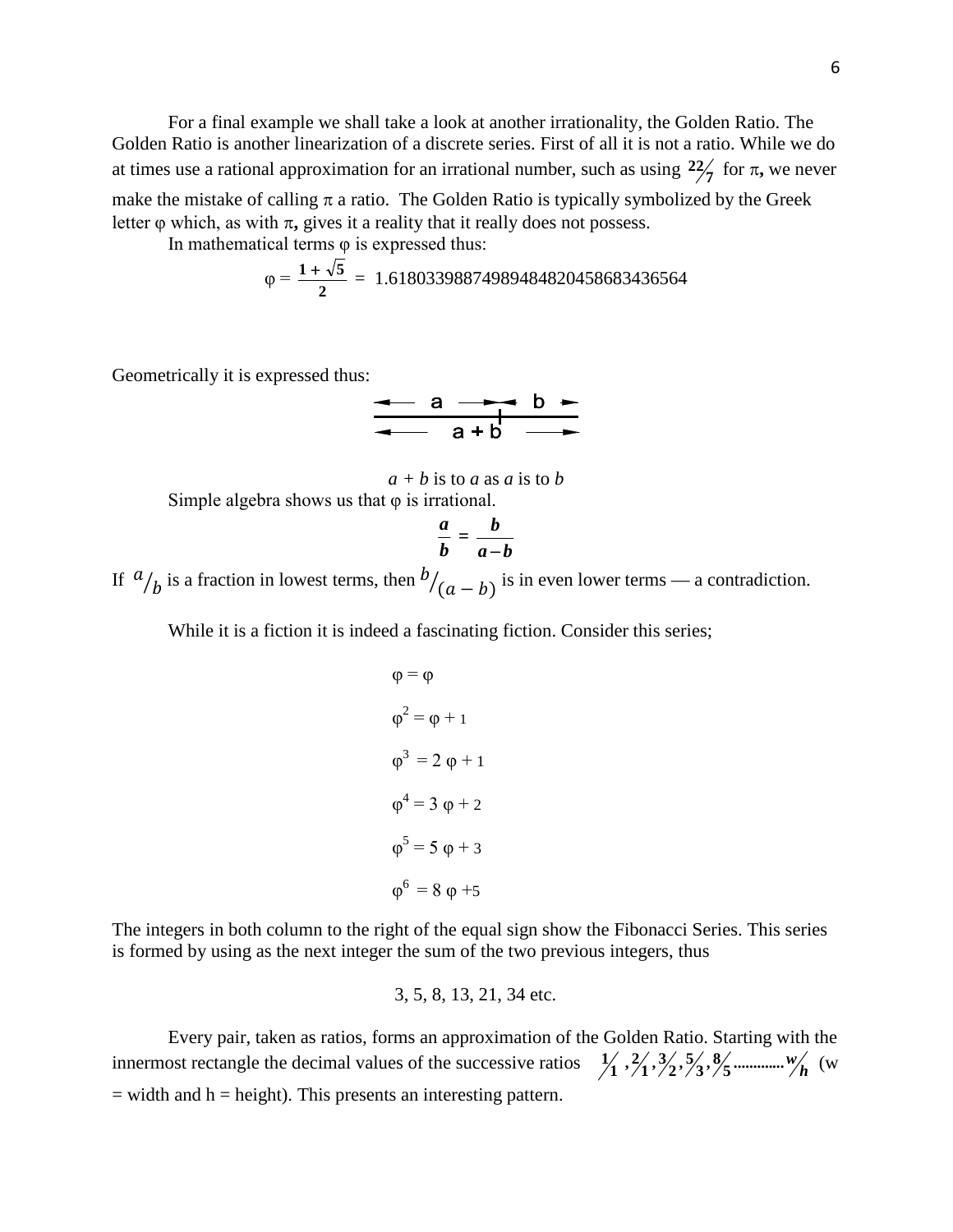For a final example we shall take a look at another irrationality, the Golden Ratio. The Golden Ratio is another linearization of a discrete series. First of all it is not a ratio. While we do at times use a rational approximation for an irrational number, such as using $22/7$ for $\pi$, we never make the mistake of calling $\pi$ a ratio. The Golden Ratio is typically symbolized by the Greek letter $\varphi$ which, as with $\pi$, gives it a reality that it really does not possess.

In mathematical terms $\varphi$ is expressed thus:

$$\varphi = \frac{1 + \sqrt{5}}{2} = 1.6180339887498948482045868343656 4$$

Geometrically it is expressed thus:

```
←— a —→←— b —→
←———— a + b ————→
```

*a* + *b* is to *a* as *a* is to *b*

Simple algebra shows us that $\varphi$ is irrational.

$$\frac{a}{b} = \frac{b}{a - b}$$

If $a/b$ is a fraction in lowest terms, then $b/(a-b)$ is in even lower terms — a contradiction.

While it is a fiction it is indeed a fascinating fiction. Consider this series;

$$\varphi = \varphi$$

$$\varphi^2 = \varphi + 1$$

$$\varphi^3 = 2\,\varphi + 1$$

$$\varphi^4 = 3\,\varphi + 2$$

$$\varphi^5 = 5\,\varphi + 3$$

$$\varphi^6 = 8\,\varphi + 5$$

The integers in both column to the right of the equal sign show the Fibonacci Series. This series is formed by using as the next integer the sum of the two previous integers, thus

3, 5, 8, 13, 21, 34 etc.

Every pair, taken as ratios, forms an approximation of the Golden Ratio. Starting with the innermost rectangle the decimal values of the successive ratios $1/1, 2/1, 3/2, 5/3, 8/5 \ldots\ldots\ldots w/h$ (w = width and h = height). This presents an interesting pattern.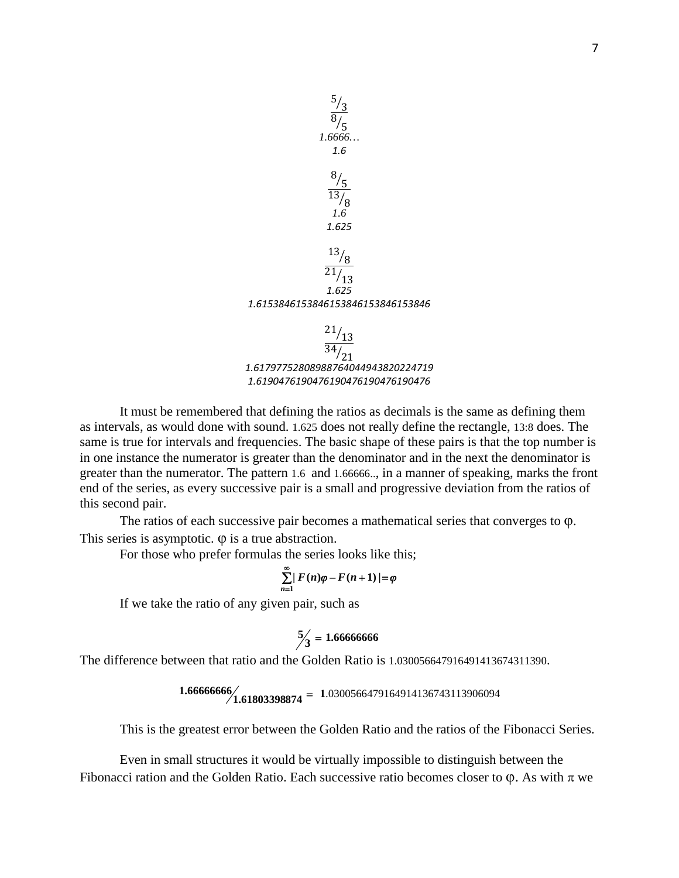$$\frac{5/3}{8/5}$$
*1.6666…*
*1.6*

$$\frac{8/5}{13/8}$$
*1.6*
*1.625*

$$\frac{13/8}{21/13}$$
*1.625*
*1.6153846153846153846153846153846*

$$\frac{21/13}{34/21}$$
*1.6179775280898876404494382022471​9*
*1.6190476190476190476190476190476*

It must be remembered that defining the ratios as decimals is the same as defining them as intervals, as would done with sound. 1.625 does not really define the rectangle, 13:8 does. The same is true for intervals and frequencies. The basic shape of these pairs is that the top number is in one instance the numerator is greater than the denominator and in the next the denominator is greater than the numerator. The pattern 1.6 and 1.66666.., in a manner of speaking, marks the front end of the series, as every successive pair is a small and progressive deviation from the ratios of this second pair.

The ratios of each successive pair becomes a mathematical series that converges to φ. This series is asymptotic. φ is a true abstraction.

For those who prefer formulas the series looks like this;

$$\sum_{n=1}^{\infty} | F(n)\varphi - F(n+1) | = \varphi$$

If we take the ratio of any given pair, such as

$$5/3 = 1.66666666$$

The difference between that ratio and the Golden Ratio is 1.0300566479164914136743113​90.

$$1.66666666 / 1.61803398874 = 1.0300566479164914136743113906094$$

This is the greatest error between the Golden Ratio and the ratios of the Fibonacci Series.

Even in small structures it would be virtually impossible to distinguish between the Fibonacci ration and the Golden Ratio. Each successive ratio becomes closer to φ. As with π we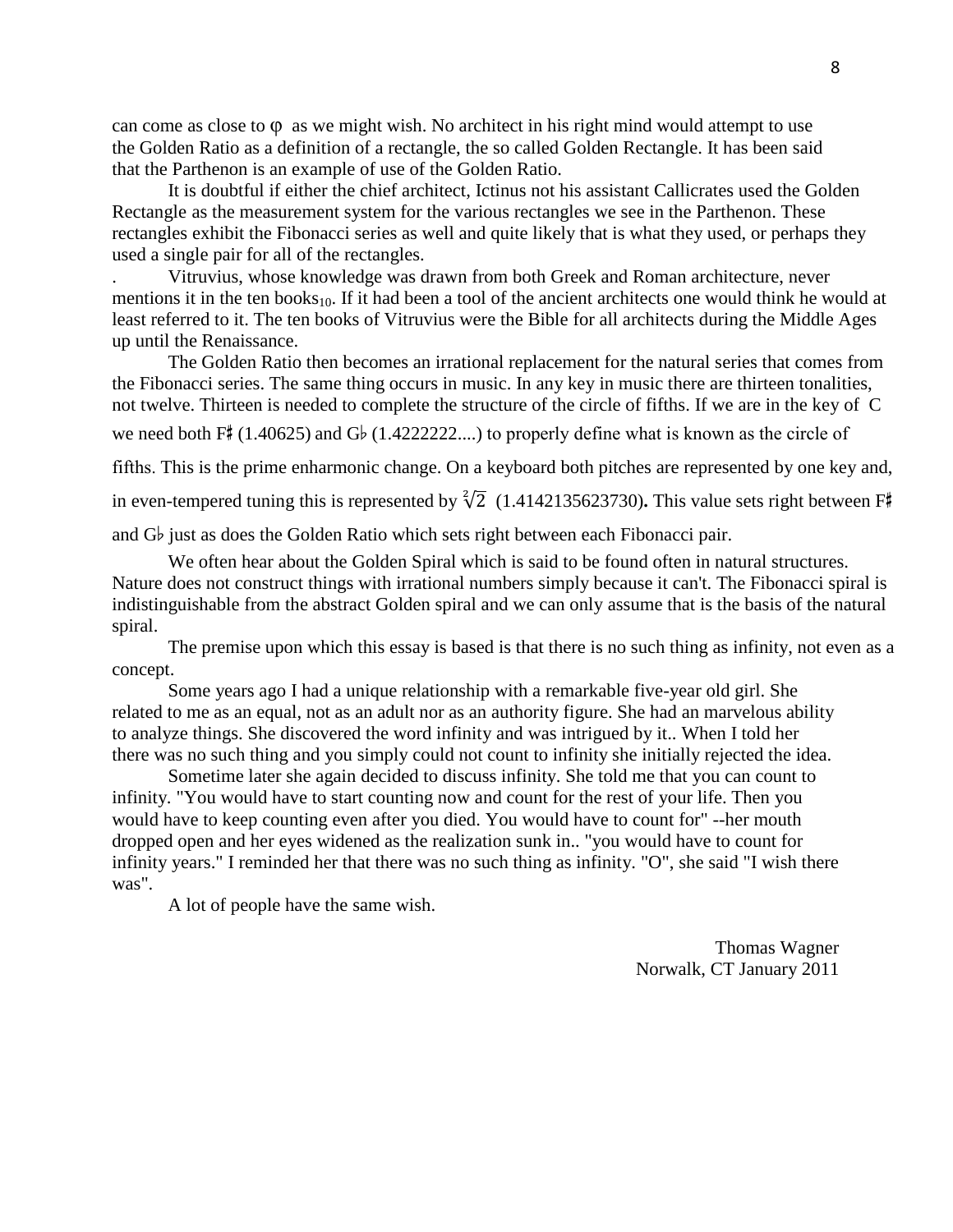can come as close to φ as we might wish. No architect in his right mind would attempt to use the Golden Ratio as a definition of a rectangle, the so called Golden Rectangle. It has been said that the Parthenon is an example of use of the Golden Ratio.

It is doubtful if either the chief architect, Ictinus not his assistant Callicrates used the Golden Rectangle as the measurement system for the various rectangles we see in the Parthenon. These rectangles exhibit the Fibonacci series as well and quite likely that is what they used, or perhaps they used a single pair for all of the rectangles.

. Vitruvius, whose knowledge was drawn from both Greek and Roman architecture, never mentions it in the ten books[10]. If it had been a tool of the ancient architects one would think he would at least referred to it. The ten books of Vitruvius were the Bible for all architects during the Middle Ages up until the Renaissance.

The Golden Ratio then becomes an irrational replacement for the natural series that comes from the Fibonacci series. The same thing occurs in music. In any key in music there are thirteen tonalities, not twelve. Thirteen is needed to complete the structure of the circle of fifths. If we are in the key of C we need both F♯ (1.40625) and G♭ (1.4222222....) to properly define what is known as the circle of fifths. This is the prime enharmonic change. On a keyboard both pitches are represented by one key and, in even-tempered tuning this is represented by $\sqrt[2]{2}$ (1.4142135623730)**.** This value sets right between F♯ and G♭ just as does the Golden Ratio which sets right between each Fibonacci pair.

We often hear about the Golden Spiral which is said to be found often in natural structures. Nature does not construct things with irrational numbers simply because it can't. The Fibonacci spiral is indistinguishable from the abstract Golden spiral and we can only assume that is the basis of the natural spiral.

The premise upon which this essay is based is that there is no such thing as infinity, not even as a concept.

Some years ago I had a unique relationship with a remarkable five-year old girl. She related to me as an equal, not as an adult nor as an authority figure. She had an marvelous ability to analyze things. She discovered the word infinity and was intrigued by it.. When I told her there was no such thing and you simply could not count to infinity she initially rejected the idea.

Sometime later she again decided to discuss infinity. She told me that you can count to infinity. "You would have to start counting now and count for the rest of your life. Then you would have to keep counting even after you died. You would have to count for" --her mouth dropped open and her eyes widened as the realization sunk in.. "you would have to count for infinity years." I reminded her that there was no such thing as infinity. "O", she said "I wish there was".

A lot of people have the same wish.

Thomas Wagner
Norwalk, CT January 2011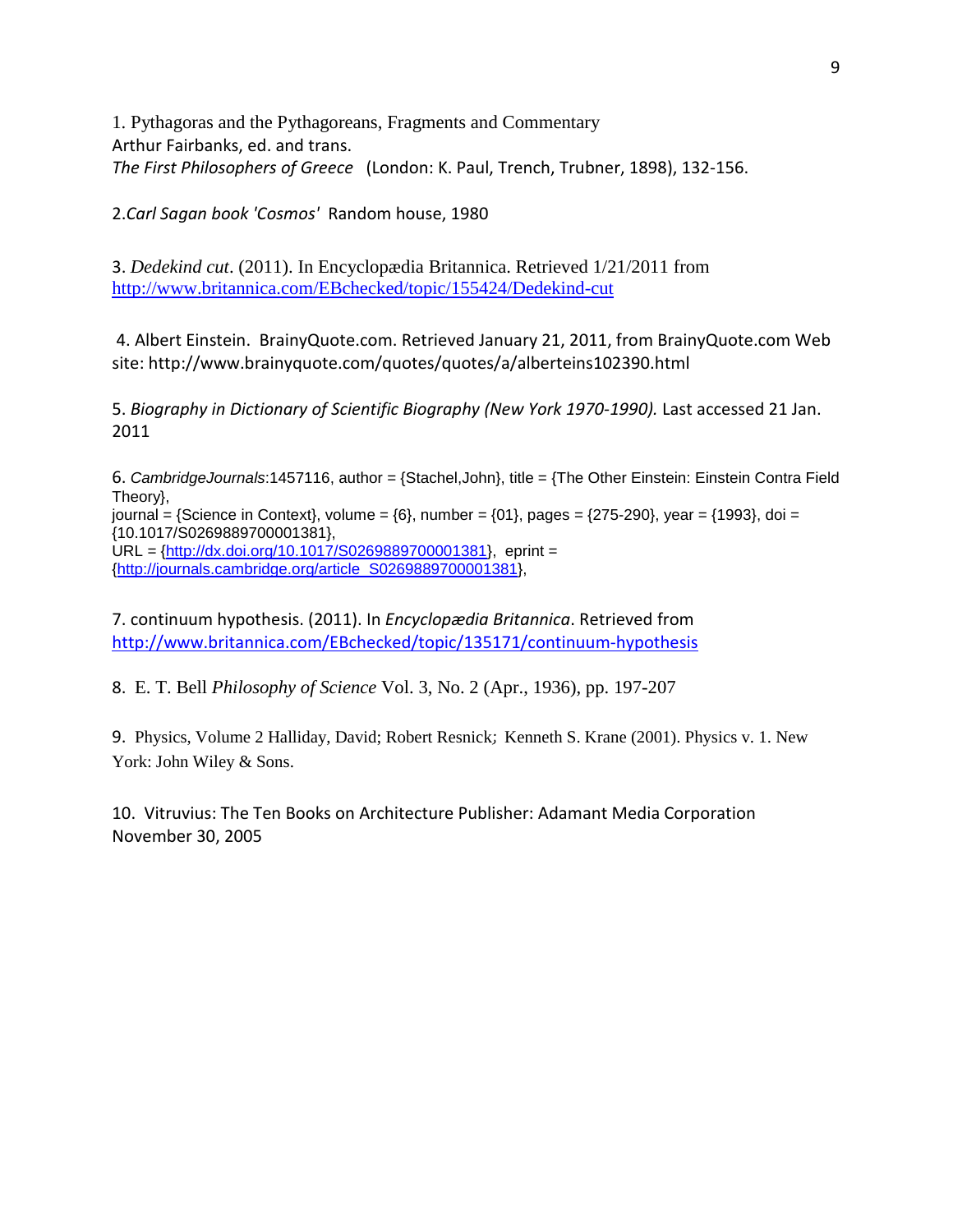1. Pythagoras and the Pythagoreans, Fragments and Commentary
Arthur Fairbanks, ed. and trans.
*The First Philosophers of Greece* (London: K. Paul, Trench, Trubner, 1898), 132-156.

2.*Carl Sagan book 'Cosmos'* Random house, 1980

3. *Dedekind cut*. (2011). In Encyclopædia Britannica. Retrieved 1/21/2011 from http://www.britannica.com/EBchecked/topic/155424/Dedekind-cut

4. Albert Einstein. BrainyQuote.com. Retrieved January 21, 2011, from BrainyQuote.com Web site: http://www.brainyquote.com/quotes/quotes/a/alberteins102390.html

5. *Biography in Dictionary of Scientific Biography (New York 1970-1990).* Last accessed 21 Jan. 2011

6. *CambridgeJournals*:1457116, author = {Stachel,John}, title = {The Other Einstein: Einstein Contra Field Theory},
journal = {Science in Context}, volume = {6}, number = {01}, pages = {275-290}, year = {1993}, doi = {10.1017/S0269889700001381},
URL = {http://dx.doi.org/10.1017/S0269889700001381}, eprint = {http://journals.cambridge.org/article_S0269889700001381},

7. continuum hypothesis. (2011). In *Encyclopædia Britannica*. Retrieved from http://www.britannica.com/EBchecked/topic/135171/continuum-hypothesis

8. E. T. Bell *Philosophy of Science* Vol. 3, No. 2 (Apr., 1936), pp. 197-207

9. Physics, Volume 2 Halliday, David; Robert Resnick*;* Kenneth S. Krane (2001). Physics v. 1. New York: John Wiley & Sons.

10. Vitruvius: The Ten Books on Architecture Publisher: Adamant Media Corporation November 30, 2005